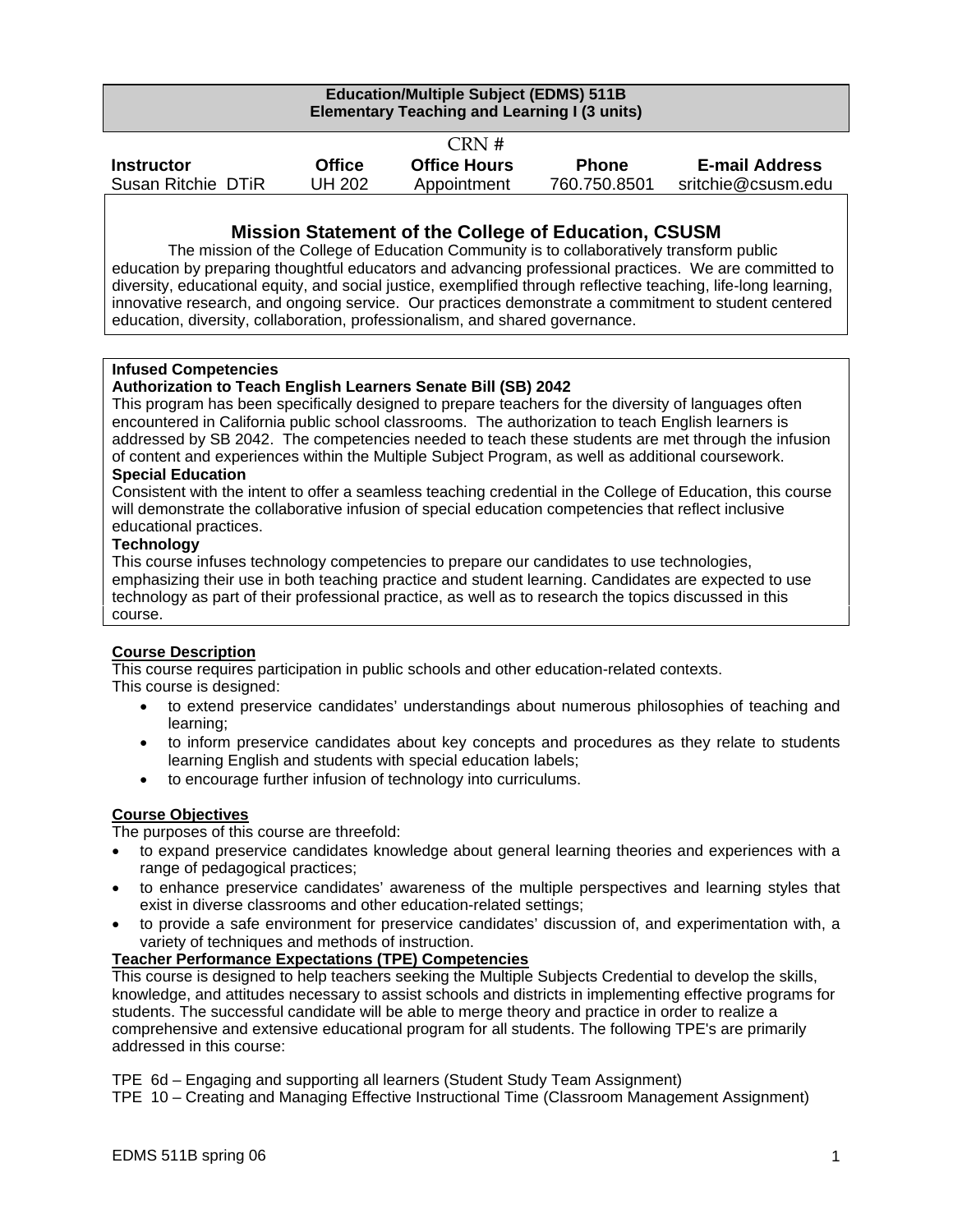**Education/Multiple Subject (EDMS) 511B**
**Elementary Teaching and Learning I (3 units)**

CRN #

| Instructor | Office | Office Hours | Phone | E-mail Address |
|---|---|---|---|---|
| Susan Ritchie DTiR | UH 202 | Appointment | 760.750.8501 | sritchie@csusm.edu |

## Mission Statement of the College of Education, CSUSM

The mission of the College of Education Community is to collaboratively transform public education by preparing thoughtful educators and advancing professional practices. We are committed to diversity, educational equity, and social justice, exemplified through reflective teaching, life-long learning, innovative research, and ongoing service. Our practices demonstrate a commitment to student centered education, diversity, collaboration, professionalism, and shared governance.

**Infused Competencies**

**Authorization to Teach English Learners Senate Bill (SB) 2042**

This program has been specifically designed to prepare teachers for the diversity of languages often encountered in California public school classrooms. The authorization to teach English learners is addressed by SB 2042. The competencies needed to teach these students are met through the infusion of content and experiences within the Multiple Subject Program, as well as additional coursework.

**Special Education**

Consistent with the intent to offer a seamless teaching credential in the College of Education, this course will demonstrate the collaborative infusion of special education competencies that reflect inclusive educational practices.

**Technology**

This course infuses technology competencies to prepare our candidates to use technologies, emphasizing their use in both teaching practice and student learning. Candidates are expected to use technology as part of their professional practice, as well as to research the topics discussed in this course.

**Course Description**

This course requires participation in public schools and other education-related contexts.
This course is designed:

- to extend preservice candidates' understandings about numerous philosophies of teaching and learning;
- to inform preservice candidates about key concepts and procedures as they relate to students learning English and students with special education labels;
- to encourage further infusion of technology into curriculums.

**Course Objectives**

The purposes of this course are threefold:

- to expand preservice candidates knowledge about general learning theories and experiences with a range of pedagogical practices;
- to enhance preservice candidates' awareness of the multiple perspectives and learning styles that exist in diverse classrooms and other education-related settings;
- to provide a safe environment for preservice candidates' discussion of, and experimentation with, a variety of techniques and methods of instruction.

**Teacher Performance Expectations (TPE) Competencies**

This course is designed to help teachers seeking the Multiple Subjects Credential to develop the skills, knowledge, and attitudes necessary to assist schools and districts in implementing effective programs for students. The successful candidate will be able to merge theory and practice in order to realize a comprehensive and extensive educational program for all students. The following TPE's are primarily addressed in this course:

TPE 6d – Engaging and supporting all learners (Student Study Team Assignment)
TPE 10 – Creating and Managing Effective Instructional Time (Classroom Management Assignment)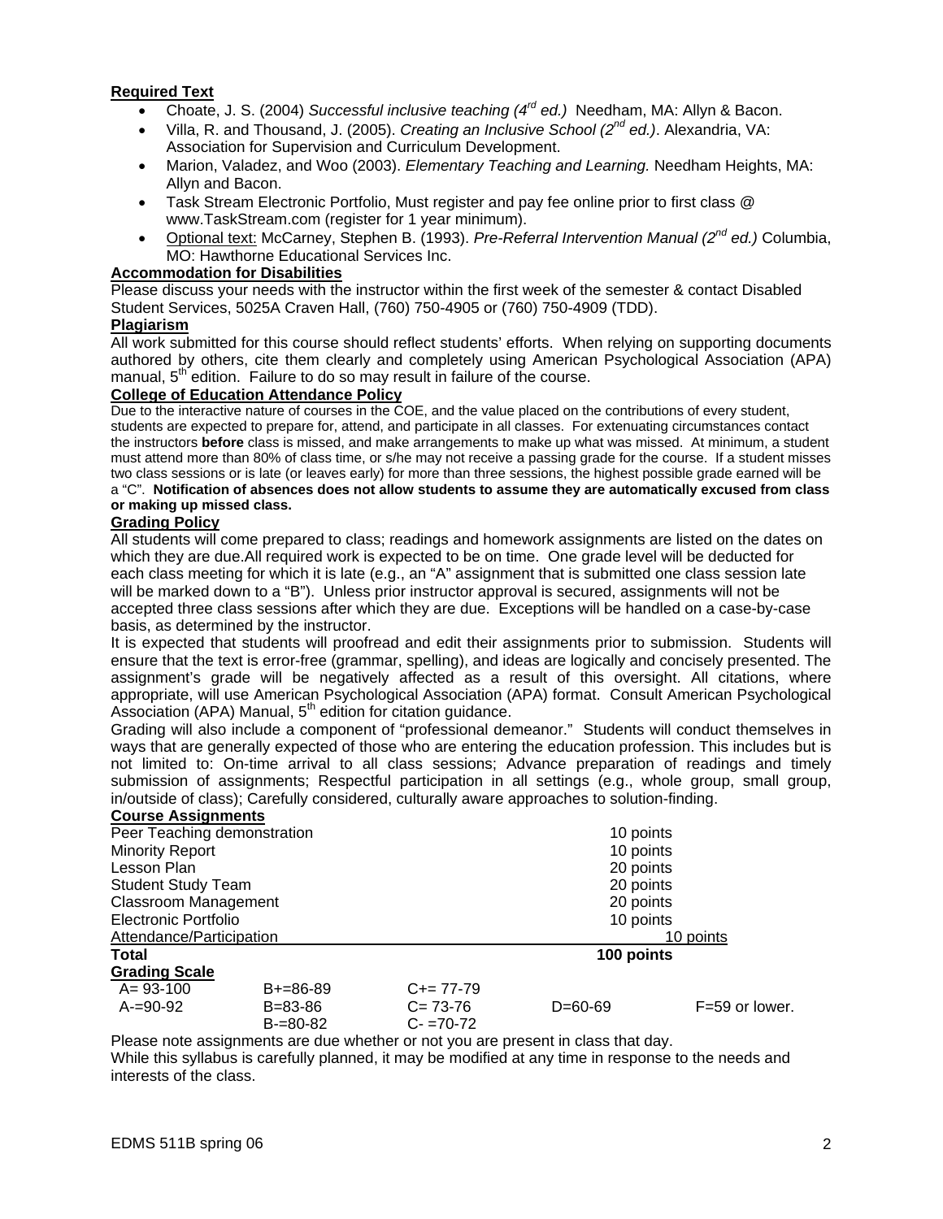**Required Text**

- Choate, J. S. (2004) *Successful inclusive teaching (4rd ed.)* Needham, MA: Allyn & Bacon.
- Villa, R. and Thousand, J. (2005). *Creating an Inclusive School (2nd ed.)*. Alexandria, VA: Association for Supervision and Curriculum Development.
- Marion, Valadez, and Woo (2003). *Elementary Teaching and Learning.* Needham Heights, MA: Allyn and Bacon.
- Task Stream Electronic Portfolio, Must register and pay fee online prior to first class @ www.TaskStream.com (register for 1 year minimum).
- Optional text: McCarney, Stephen B. (1993). *Pre-Referral Intervention Manual (2nd ed.)* Columbia, MO: Hawthorne Educational Services Inc.

**Accommodation for Disabilities**

Please discuss your needs with the instructor within the first week of the semester & contact Disabled Student Services, 5025A Craven Hall, (760) 750-4905 or (760) 750-4909 (TDD).

**Plagiarism**

All work submitted for this course should reflect students' efforts. When relying on supporting documents authored by others, cite them clearly and completely using American Psychological Association (APA) manual, 5th edition. Failure to do so may result in failure of the course.

**College of Education Attendance Policy**

Due to the interactive nature of courses in the COE, and the value placed on the contributions of every student, students are expected to prepare for, attend, and participate in all classes. For extenuating circumstances contact the instructors **before** class is missed, and make arrangements to make up what was missed. At minimum, a student must attend more than 80% of class time, or s/he may not receive a passing grade for the course. If a student misses two class sessions or is late (or leaves early) for more than three sessions, the highest possible grade earned will be a "C". **Notification of absences does not allow students to assume they are automatically excused from class or making up missed class.**

**Grading Policy**

All students will come prepared to class; readings and homework assignments are listed on the dates on which they are due.All required work is expected to be on time. One grade level will be deducted for each class meeting for which it is late (e.g., an "A" assignment that is submitted one class session late will be marked down to a "B"). Unless prior instructor approval is secured, assignments will not be accepted three class sessions after which they are due. Exceptions will be handled on a case-by-case basis, as determined by the instructor.

It is expected that students will proofread and edit their assignments prior to submission. Students will ensure that the text is error-free (grammar, spelling), and ideas are logically and concisely presented. The assignment's grade will be negatively affected as a result of this oversight. All citations, where appropriate, will use American Psychological Association (APA) format. Consult American Psychological Association (APA) Manual, 5th edition for citation guidance.

Grading will also include a component of "professional demeanor." Students will conduct themselves in ways that are generally expected of those who are entering the education profession. This includes but is not limited to: On-time arrival to all class sessions; Advance preparation of readings and timely submission of assignments; Respectful participation in all settings (e.g., whole group, small group, in/outside of class); Carefully considered, culturally aware approaches to solution-finding.

**Course Assignments**

| Assignment | Points |
|---|---|
| Peer Teaching demonstration | 10 points |
| Minority Report | 10 points |
| Lesson Plan | 20 points |
| Student Study Team | 20 points |
| Classroom Management | 20 points |
| Electronic Portfolio | 10 points |
| Attendance/Participation | 10 points |
| **Total** | **100 points** |

**Grading Scale**

| | | | | |
|---|---|---|---|---|
| A= 93-100 | B+=86-89 | C+= 77-79 | | |
| A-=90-92 | B=83-86 | C= 73-76 | D=60-69 | F=59 or lower. |
| | B-=80-82 | C- =70-72 | | |

Please note assignments are due whether or not you are present in class that day.

While this syllabus is carefully planned, it may be modified at any time in response to the needs and interests of the class.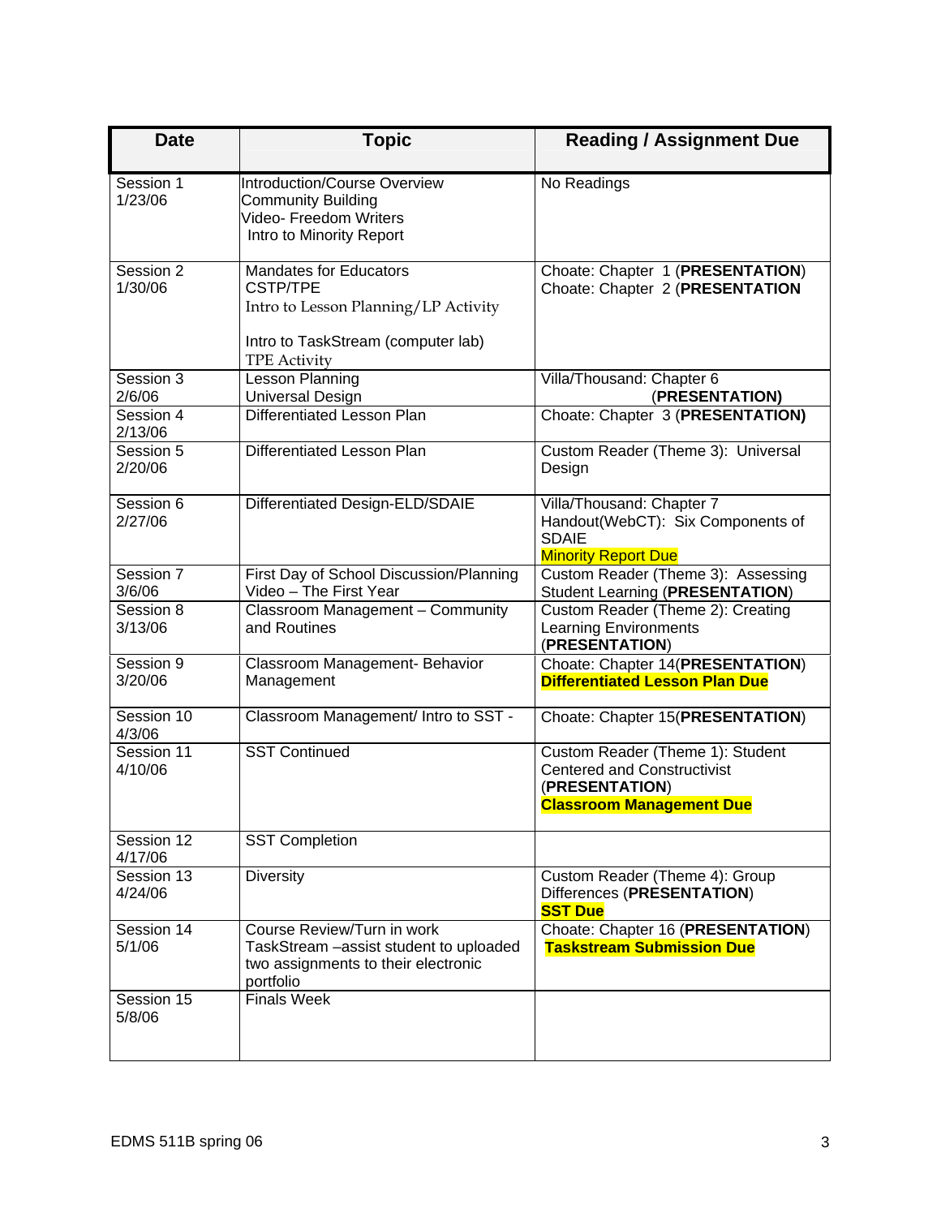| Date | Topic | Reading / Assignment Due |
|---|---|---|
| Session 1<br>1/23/06 | Introduction/Course Overview<br>Community Building<br>Video- Freedom Writers<br>Intro to Minority Report | No Readings |
| Session 2<br>1/30/06 | Mandates for Educators<br>CSTP/TPE<br>Intro to Lesson Planning/LP Activity<br><br>Intro to TaskStream (computer lab)<br>TPE Activity | Choate: Chapter 1 (**PRESENTATION**)<br>Choate: Chapter 2 (**PRESENTATION** |
| Session 3<br>2/6/06 | Lesson Planning<br>Universal Design | Villa/Thousand: Chapter 6<br>(**PRESENTATION)** |
| Session 4<br>2/13/06 | Differentiated Lesson Plan | Choate: Chapter 3 (**PRESENTATION)** |
| Session 5<br>2/20/06 | Differentiated Lesson Plan | Custom Reader (Theme 3): Universal Design |
| Session 6<br>2/27/06 | Differentiated Design-ELD/SDAIE | Villa/Thousand: Chapter 7<br>Handout(WebCT): Six Components of SDAIE<br>Minority Report Due |
| Session 7<br>3/6/06 | First Day of School Discussion/Planning<br>Video – The First Year | Custom Reader (Theme 3): Assessing Student Learning (**PRESENTATION**) |
| Session 8<br>3/13/06 | Classroom Management – Community and Routines | Custom Reader (Theme 2): Creating Learning Environments<br>(**PRESENTATION**) |
| Session 9<br>3/20/06 | Classroom Management- Behavior Management | Choate: Chapter 14(**PRESENTATION**)<br>**Differentiated Lesson Plan Due** |
| Session 10<br>4/3/06 | Classroom Management/ Intro to SST - | Choate: Chapter 15(**PRESENTATION**) |
| Session 11<br>4/10/06 | SST Continued | Custom Reader (Theme 1): Student Centered and Constructivist<br>(**PRESENTATION**)<br>**Classroom Management Due** |
| Session 12<br>4/17/06 | SST Completion | |
| Session 13<br>4/24/06 | Diversity | Custom Reader (Theme 4): Group Differences (**PRESENTATION**)<br>**SST Due** |
| Session 14<br>5/1/06 | Course Review/Turn in work<br>TaskStream –assist student to uploaded two assignments to their electronic portfolio | Choate: Chapter 16 (**PRESENTATION**)<br>**Taskstream Submission Due** |
| Session 15<br>5/8/06 | Finals Week | |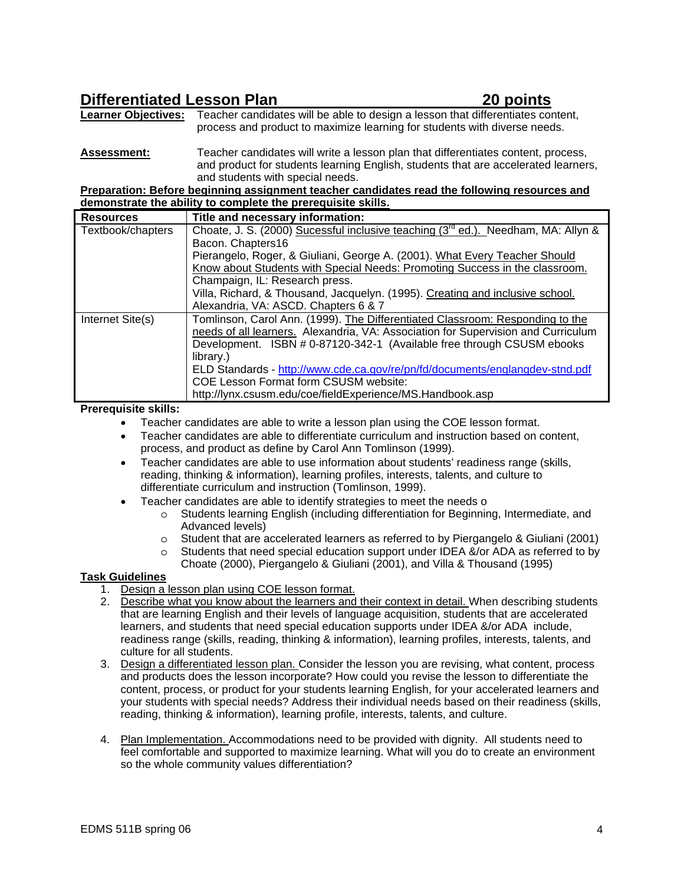## Differentiated Lesson Plan 20 points

**Learner Objectives:** Teacher candidates will be able to design a lesson that differentiates content, process and product to maximize learning for students with diverse needs.

**Assessment:** Teacher candidates will write a lesson plan that differentiates content, process, and product for students learning English, students that are accelerated learners, and students with special needs.

**Preparation: Before beginning assignment teacher candidates read the following resources and demonstrate the ability to complete the prerequisite skills.**

| Resources | Title and necessary information: |
|---|---|
| Textbook/chapters | Choate, J. S. (2000) Sucessful inclusive teaching (3rd ed.). Needham, MA: Allyn & Bacon. Chapters16<br>Pierangelo, Roger, & Giuliani, George A. (2001). What Every Teacher Should Know about Students with Special Needs: Promoting Success in the classroom. Champaign, IL: Research press.<br>Villa, Richard, & Thousand, Jacquelyn. (1995). Creating and inclusive school. Alexandria, VA: ASCD. Chapters 6 & 7 |
| Internet Site(s) | Tomlinson, Carol Ann. (1999). The Differentiated Classroom: Responding to the needs of all learners. Alexandria, VA: Association for Supervision and Curriculum Development. ISBN # 0-87120-342-1 (Available free through CSUSM ebooks library.)<br>ELD Standards - http://www.cde.ca.gov/re/pn/fd/documents/englangdev-stnd.pdf<br>COE Lesson Format form CSUSM website:<br>http://lynx.csusm.edu/coe/fieldExperience/MS.Handbook.asp |

**Prerequisite skills:**

- Teacher candidates are able to write a lesson plan using the COE lesson format.
- Teacher candidates are able to differentiate curriculum and instruction based on content, process, and product as define by Carol Ann Tomlinson (1999).
- Teacher candidates are able to use information about students' readiness range (skills, reading, thinking & information), learning profiles, interests, talents, and culture to differentiate curriculum and instruction (Tomlinson, 1999).
- Teacher candidates are able to identify strategies to meet the needs o
  - Students learning English (including differentiation for Beginning, Intermediate, and Advanced levels)
  - Student that are accelerated learners as referred to by Piergangelo & Giuliani (2001)
  - Students that need special education support under IDEA &/or ADA as referred to by Choate (2000), Piergangelo & Giuliani (2001), and Villa & Thousand (1995)

**Task Guidelines**

1. Design a lesson plan using COE lesson format.
2. Describe what you know about the learners and their context in detail. When describing students that are learning English and their levels of language acquisition, students that are accelerated learners, and students that need special education supports under IDEA &/or ADA include, readiness range (skills, reading, thinking & information), learning profiles, interests, talents, and culture for all students.
3. Design a differentiated lesson plan. Consider the lesson you are revising, what content, process and products does the lesson incorporate? How could you revise the lesson to differentiate the content, process, or product for your students learning English, for your accelerated learners and your students with special needs? Address their individual needs based on their readiness (skills, reading, thinking & information), learning profile, interests, talents, and culture.
4. Plan Implementation. Accommodations need to be provided with dignity. All students need to feel comfortable and supported to maximize learning. What will you do to create an environment so the whole community values differentiation?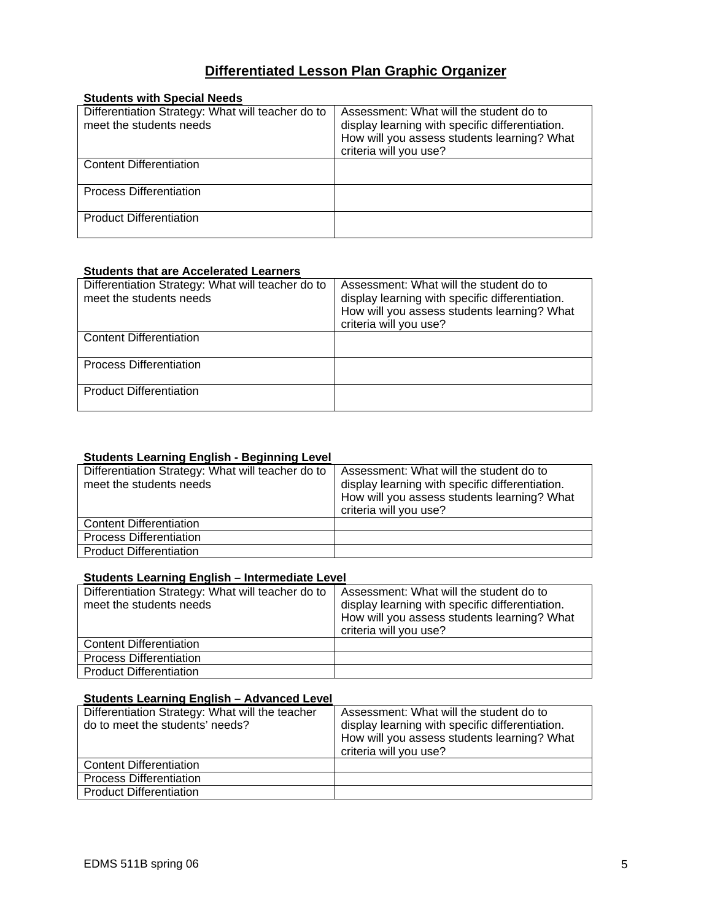# Differentiated Lesson Plan Graphic Organizer

**Students with Special Needs**

| Differentiation Strategy: What will teacher do to meet the students needs | Assessment: What will the student do to display learning with specific differentiation. How will you assess students learning? What criteria will you use? |
|---|---|
| Content Differentiation | |
| Process Differentiation | |
| Product Differentiation | |

**Students that are Accelerated Learners**

| Differentiation Strategy: What will teacher do to meet the students needs | Assessment: What will the student do to display learning with specific differentiation. How will you assess students learning? What criteria will you use? |
|---|---|
| Content Differentiation | |
| Process Differentiation | |
| Product Differentiation | |

**Students Learning English - Beginning Level**

| Differentiation Strategy: What will teacher do to meet the students needs | Assessment: What will the student do to display learning with specific differentiation. How will you assess students learning? What criteria will you use? |
|---|---|
| Content Differentiation | |
| Process Differentiation | |
| Product Differentiation | |

**Students Learning English – Intermediate Level**

| Differentiation Strategy: What will teacher do to meet the students needs | Assessment: What will the student do to display learning with specific differentiation. How will you assess students learning? What criteria will you use? |
|---|---|
| Content Differentiation | |
| Process Differentiation | |
| Product Differentiation | |

**Students Learning English – Advanced Level**

| Differentiation Strategy: What will the teacher do to meet the students' needs? | Assessment: What will the student do to display learning with specific differentiation. How will you assess students learning? What criteria will you use? |
|---|---|
| Content Differentiation | |
| Process Differentiation | |
| Product Differentiation | |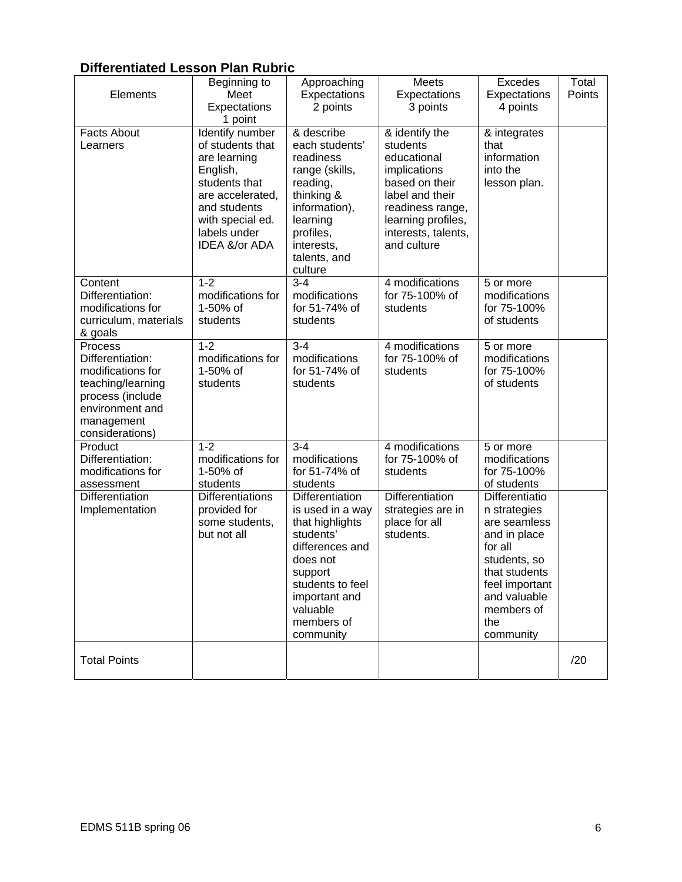### Differentiated Lesson Plan Rubric

| Elements | Beginning to Meet Expectations 1 point | Approaching Expectations 2 points | Meets Expectations 3 points | Excedes Expectations 4 points | Total Points |
|---|---|---|---|---|---|
| Facts About Learners | Identify number of students that are learning English, students that are accelerated, and students with special ed. labels under IDEA &/or ADA | & describe each students' readiness range (skills, reading, thinking & information), learning profiles, interests, talents, and culture | & identify the students educational implications based on their label and their readiness range, learning profiles, interests, talents, and culture | & integrates that information into the lesson plan. | |
| Content Differentiation: modifications for curriculum, materials & goals | 1-2 modifications for 1-50% of students | 3-4 modifications for 51-74% of students | 4 modifications for 75-100% of students | 5 or more modifications for 75-100% of students | |
| Process Differentiation: modifications for teaching/learning process (include environment and management considerations) | 1-2 modifications for 1-50% of students | 3-4 modifications for 51-74% of students | 4 modifications for 75-100% of students | 5 or more modifications for 75-100% of students | |
| Product Differentiation: modifications for assessment | 1-2 modifications for 1-50% of students | 3-4 modifications for 51-74% of students | 4 modifications for 75-100% of students | 5 or more modifications for 75-100% of students | |
| Differentiation Implementation | Differentiations provided for some students, but not all | Differentiation is used in a way that highlights students' differences and does not support students to feel important and valuable members of community | Differentiation strategies are in place for all students. | Differentiation strategies are seamless and in place for all students, so that students feel important and valuable members of the community | |
| Total Points | | | | | /20 |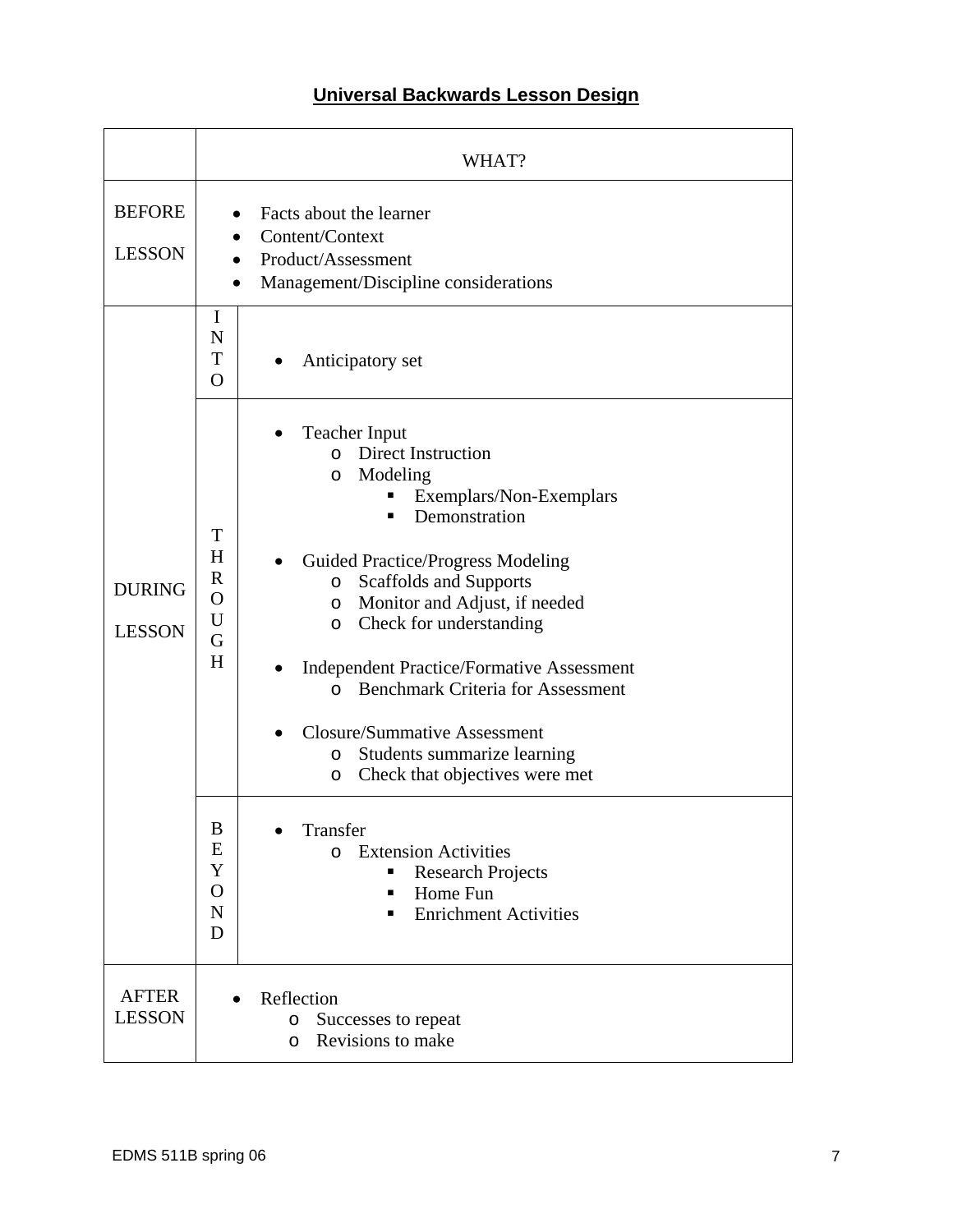# Universal Backwards Lesson Design

| | | WHAT? |
|---|---|---|
| BEFORE LESSON | | • Facts about the learner<br>• Content/Context<br>• Product/Assessment<br>• Management/Discipline considerations |
| DURING LESSON | INTO | • Anticipatory set |
| | THROUGH | • Teacher Input<br>  o Direct Instruction<br>  o Modeling<br>    ▪ Exemplars/Non-Exemplars<br>    ▪ Demonstration<br><br>• Guided Practice/Progress Modeling<br>  o Scaffolds and Supports<br>  o Monitor and Adjust, if needed<br>  o Check for understanding<br><br>• Independent Practice/Formative Assessment<br>  o Benchmark Criteria for Assessment<br><br>• Closure/Summative Assessment<br>  o Students summarize learning<br>  o Check that objectives were met |
| | BEYOND | • Transfer<br>  o Extension Activities<br>    ▪ Research Projects<br>    ▪ Home Fun<br>    ▪ Enrichment Activities |
| AFTER LESSON | | • Reflection<br>  o Successes to repeat<br>  o Revisions to make |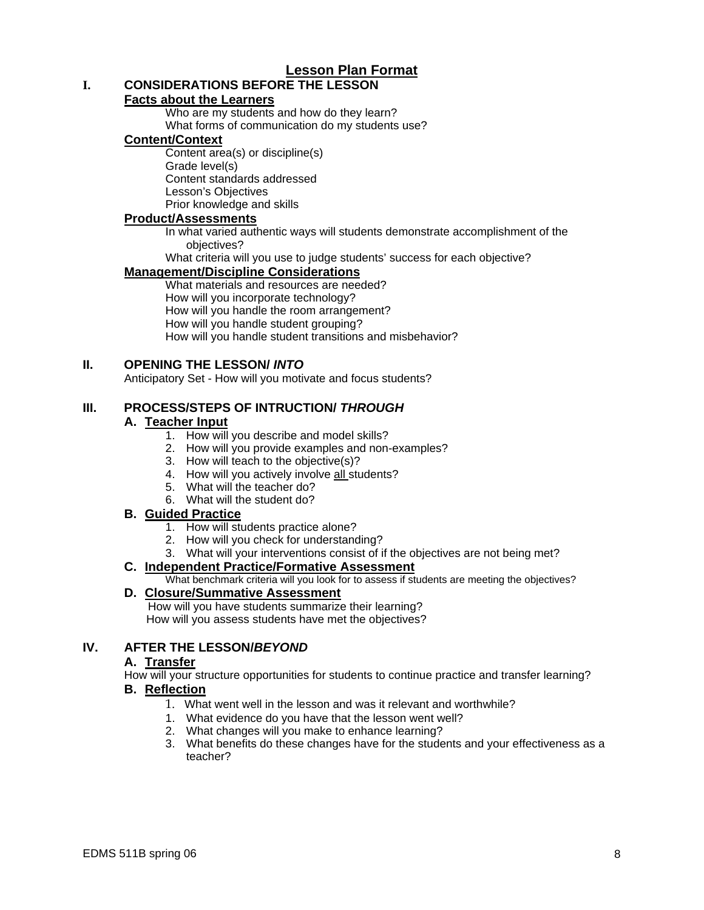# Lesson Plan Format

## I. CONSIDERATIONS BEFORE THE LESSON

### Facts about the Learners

Who are my students and how do they learn?
What forms of communication do my students use?

### Content/Context

Content area(s) or discipline(s)
Grade level(s)
Content standards addressed
Lesson's Objectives
Prior knowledge and skills

### Product/Assessments

In what varied authentic ways will students demonstrate accomplishment of the objectives?
What criteria will you use to judge students' success for each objective?

### Management/Discipline Considerations

What materials and resources are needed?
How will you incorporate technology?
How will you handle the room arrangement?
How will you handle student grouping?
How will you handle student transitions and misbehavior?

## II. OPENING THE LESSON/ *INTO*

Anticipatory Set - How will you motivate and focus students?

## III. PROCESS/STEPS OF INTRUCTION/ *THROUGH*

### A. Teacher Input

1. How will you describe and model skills?
2. How will you provide examples and non-examples?
3. How will teach to the objective(s)?
4. How will you actively involve <u>all</u> students?
5. What will the teacher do?
6. What will the student do?

### B. Guided Practice

1. How will students practice alone?
2. How will you check for understanding?
3. What will your interventions consist of if the objectives are not being met?

### C. Independent Practice/Formative Assessment

What benchmark criteria will you look for to assess if students are meeting the objectives?

### D. Closure/Summative Assessment

How will you have students summarize their learning?
How will you assess students have met the objectives?

## IV. AFTER THE LESSON/*BEYOND*

### A. Transfer

How will your structure opportunities for students to continue practice and transfer learning?

### B. Reflection

1. What went well in the lesson and was it relevant and worthwhile?
1. What evidence do you have that the lesson went well?
2. What changes will you make to enhance learning?
3. What benefits do these changes have for the students and your effectiveness as a teacher?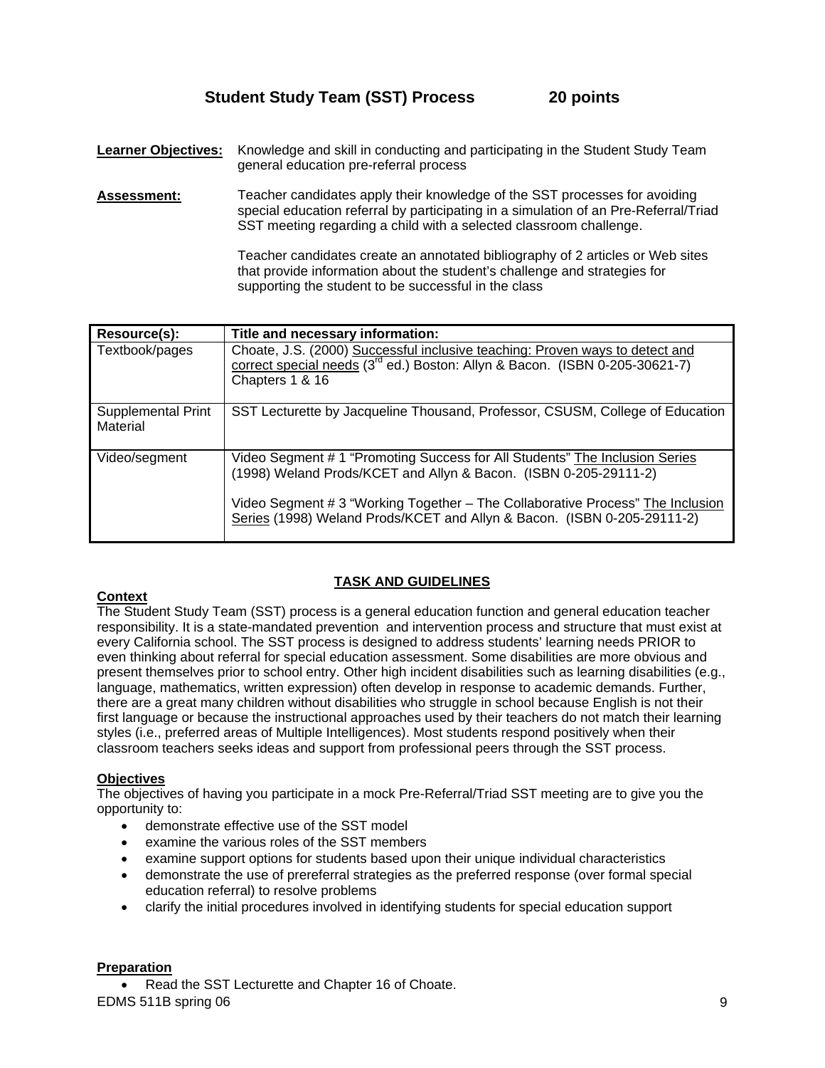## Student Study Team (SST) Process 20 points

**Learner Objectives:** Knowledge and skill in conducting and participating in the Student Study Team general education pre-referral process

**Assessment:** Teacher candidates apply their knowledge of the SST processes for avoiding special education referral by participating in a simulation of an Pre-Referral/Triad SST meeting regarding a child with a selected classroom challenge.

Teacher candidates create an annotated bibliography of 2 articles or Web sites that provide information about the student's challenge and strategies for supporting the student to be successful in the class

| Resource(s): | Title and necessary information: |
|---|---|
| Textbook/pages | Choate, J.S. (2000) Successful inclusive teaching: Proven ways to detect and correct special needs (3rd ed.) Boston: Allyn & Bacon. (ISBN 0-205-30621-7) Chapters 1 & 16 |
| Supplemental Print Material | SST Lecturette by Jacqueline Thousand, Professor, CSUSM, College of Education |
| Video/segment | Video Segment # 1 "Promoting Success for All Students" The Inclusion Series (1998) Weland Prods/KCET and Allyn & Bacon. (ISBN 0-205-29111-2)<br><br>Video Segment # 3 "Working Together – The Collaborative Process" The Inclusion Series (1998) Weland Prods/KCET and Allyn & Bacon. (ISBN 0-205-29111-2) |

### TASK AND GUIDELINES

**Context**

The Student Study Team (SST) process is a general education function and general education teacher responsibility. It is a state-mandated prevention and intervention process and structure that must exist at every California school. The SST process is designed to address students' learning needs PRIOR to even thinking about referral for special education assessment. Some disabilities are more obvious and present themselves prior to school entry. Other high incident disabilities such as learning disabilities (e.g., language, mathematics, written expression) often develop in response to academic demands. Further, there are a great many children without disabilities who struggle in school because English is not their first language or because the instructional approaches used by their teachers do not match their learning styles (i.e., preferred areas of Multiple Intelligences). Most students respond positively when their classroom teachers seeks ideas and support from professional peers through the SST process.

**Objectives**

The objectives of having you participate in a mock Pre-Referral/Triad SST meeting are to give you the opportunity to:

- demonstrate effective use of the SST model
- examine the various roles of the SST members
- examine support options for students based upon their unique individual characteristics
- demonstrate the use of prereferral strategies as the preferred response (over formal special education referral) to resolve problems
- clarify the initial procedures involved in identifying students for special education support

**Preparation**

- Read the SST Lecturette and Chapter 16 of Choate.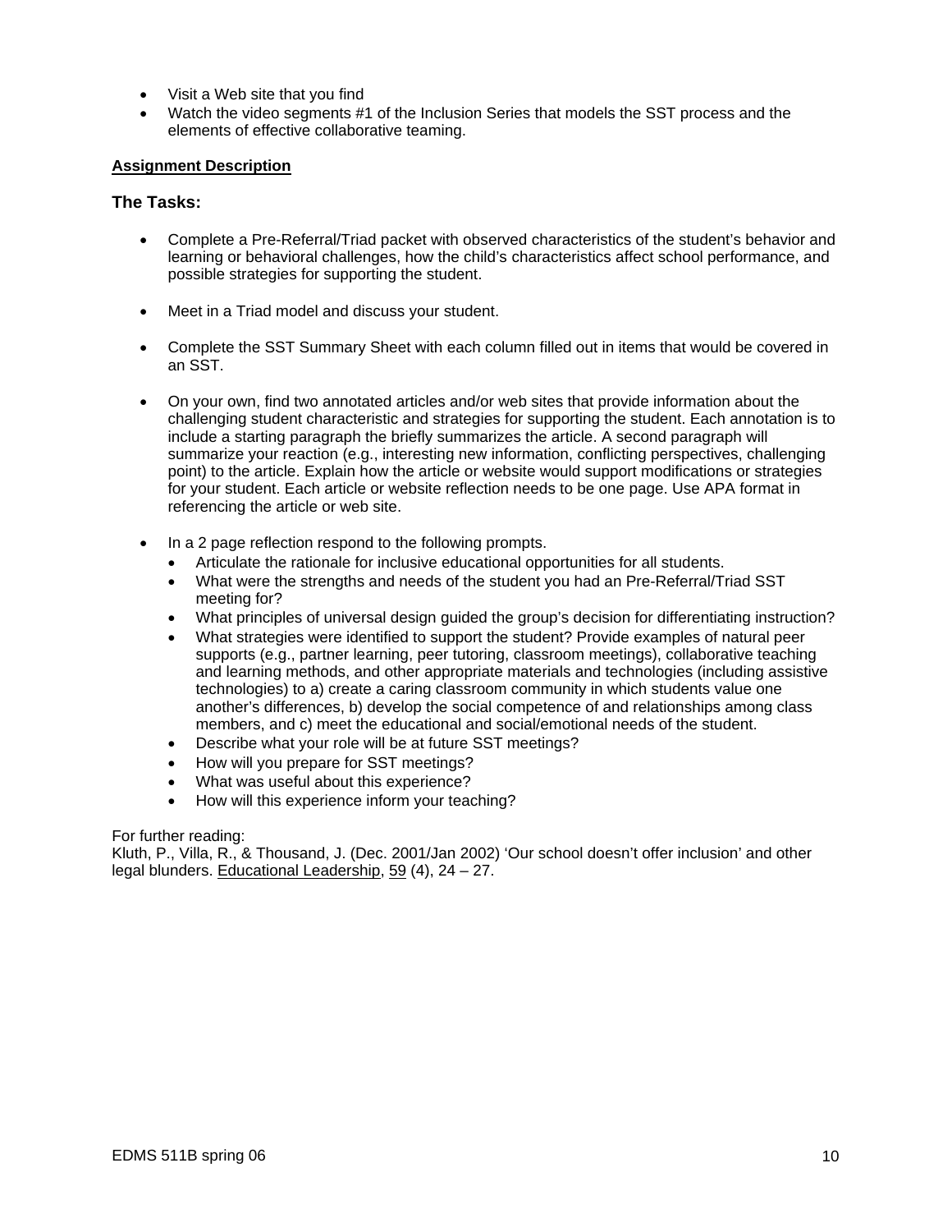- Visit a Web site that you find
- Watch the video segments #1 of the Inclusion Series that models the SST process and the elements of effective collaborative teaming.

**<u>Assignment Description</u>**

### The Tasks:

- Complete a Pre-Referral/Triad packet with observed characteristics of the student's behavior and learning or behavioral challenges, how the child's characteristics affect school performance, and possible strategies for supporting the student.

- Meet in a Triad model and discuss your student.

- Complete the SST Summary Sheet with each column filled out in items that would be covered in an SST.

- On your own, find two annotated articles and/or web sites that provide information about the challenging student characteristic and strategies for supporting the student. Each annotation is to include a starting paragraph the briefly summarizes the article. A second paragraph will summarize your reaction (e.g., interesting new information, conflicting perspectives, challenging point) to the article. Explain how the article or website would support modifications or strategies for your student. Each article or website reflection needs to be one page. Use APA format in referencing the article or web site.

- In a 2 page reflection respond to the following prompts.
  - Articulate the rationale for inclusive educational opportunities for all students.
  - What were the strengths and needs of the student you had an Pre-Referral/Triad SST meeting for?
  - What principles of universal design guided the group's decision for differentiating instruction?
  - What strategies were identified to support the student? Provide examples of natural peer supports (e.g., partner learning, peer tutoring, classroom meetings), collaborative teaching and learning methods, and other appropriate materials and technologies (including assistive technologies) to a) create a caring classroom community in which students value one another's differences, b) develop the social competence of and relationships among class members, and c) meet the educational and social/emotional needs of the student.
  - Describe what your role will be at future SST meetings?
  - How will you prepare for SST meetings?
  - What was useful about this experience?
  - How will this experience inform your teaching?

For further reading:
Kluth, P., Villa, R., & Thousand, J. (Dec. 2001/Jan 2002) 'Our school doesn't offer inclusion' and other legal blunders. <u>Educational Leadership</u>, <u>59</u> (4), 24 – 27.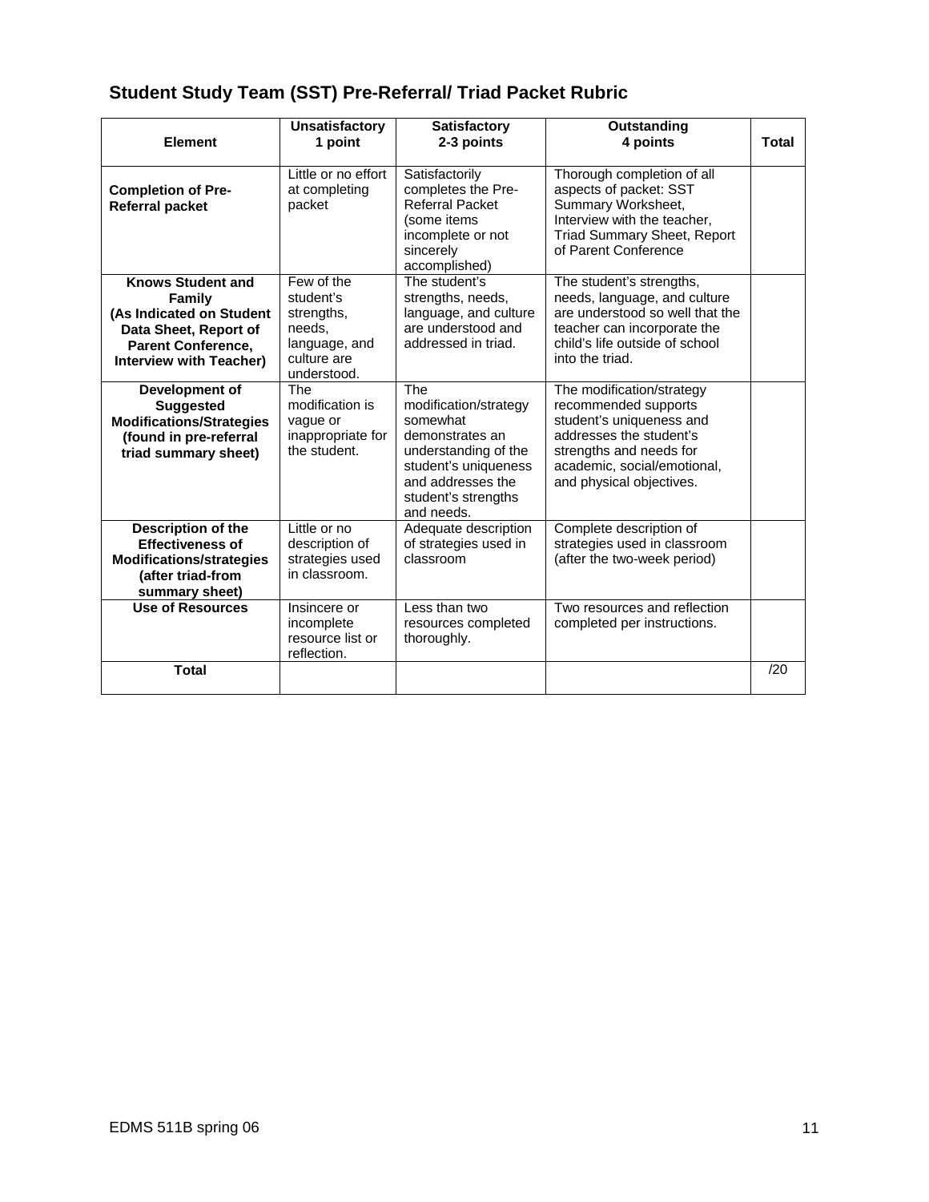## Student Study Team (SST) Pre-Referral/ Triad Packet Rubric

| Element | Unsatisfactory 1 point | Satisfactory 2-3 points | Outstanding 4 points | Total |
|---|---|---|---|---|
| **Completion of Pre-Referral packet** | Little or no effort at completing packet | Satisfactorily completes the Pre-Referral Packet (some items incomplete or not sincerely accomplished) | Thorough completion of all aspects of packet: SST Summary Worksheet, Interview with the teacher, Triad Summary Sheet, Report of Parent Conference | |
| **Knows Student and Family (As Indicated on Student Data Sheet, Report of Parent Conference, Interview with Teacher)** | Few of the student's strengths, needs, language, and culture are understood. | The student's strengths, needs, language, and culture are understood and addressed in triad. | The student's strengths, needs, language and culture are understood so well that the teacher can incorporate the child's life outside of school into the triad. | |
| **Development of Suggested Modifications/Strategies (found in pre-referral triad summary sheet)** | The modification is vague or inappropriate for the student. | The modification/strategy somewhat demonstrates an understanding of the student's uniqueness and addresses the student's strengths and needs. | The modification/strategy recommended supports student's uniqueness and addresses the student's strengths and needs for academic, social/emotional, and physical objectives. | |
| **Description of the Effectiveness of Modifications/strategies (after triad-from summary sheet)** | Little or no description of strategies used in classroom. | Adequate description of strategies used in classroom | Complete description of strategies used in classroom (after the two-week period) | |
| **Use of Resources** | Insincere or incomplete resource list or reflection. | Less than two resources completed thoroughly. | Two resources and reflection completed per instructions. | |
| **Total** | | | | /20 |

EDMS 511B spring 06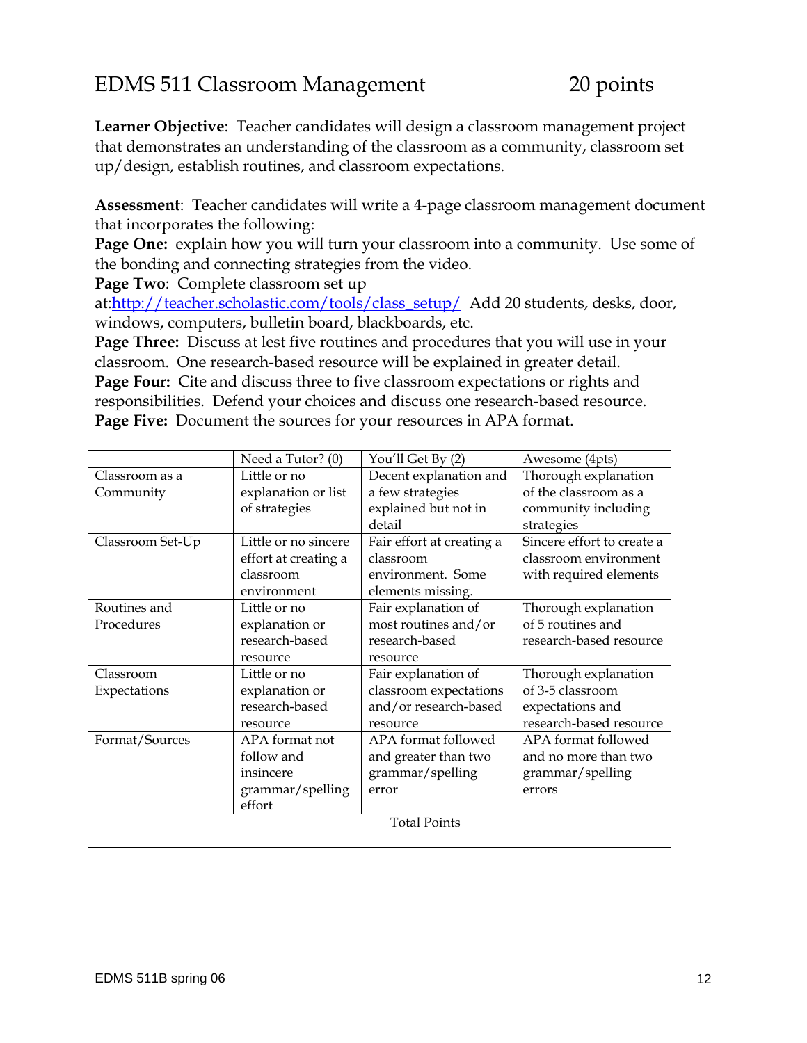# EDMS 511 Classroom Management 20 points

**Learner Objective**: Teacher candidates will design a classroom management project that demonstrates an understanding of the classroom as a community, classroom set up/design, establish routines, and classroom expectations.

**Assessment**: Teacher candidates will write a 4-page classroom management document that incorporates the following:

**Page One:** explain how you will turn your classroom into a community. Use some of the bonding and connecting strategies from the video.

**Page Two**: Complete classroom set up at:[http://teacher.scholastic.com/tools/class_setup/](http://teacher.scholastic.com/tools/class_setup/) Add 20 students, desks, door, windows, computers, bulletin board, blackboards, etc.

**Page Three:** Discuss at lest five routines and procedures that you will use in your classroom. One research-based resource will be explained in greater detail.

**Page Four:** Cite and discuss three to five classroom expectations or rights and responsibilities. Defend your choices and discuss one research-based resource.

**Page Five:** Document the sources for your resources in APA format.

| | Need a Tutor? (0) | You'll Get By (2) | Awesome (4pts) |
|---|---|---|---|
| Classroom as a Community | Little or no explanation or list of strategies | Decent explanation and a few strategies explained but not in detail | Thorough explanation of the classroom as a community including strategies |
| Classroom Set-Up | Little or no sincere effort at creating a classroom environment | Fair effort at creating a classroom environment. Some elements missing. | Sincere effort to create a classroom environment with required elements |
| Routines and Procedures | Little or no explanation or research-based resource | Fair explanation of most routines and/or research-based resource | Thorough explanation of 5 routines and research-based resource |
| Classroom Expectations | Little or no explanation or research-based resource | Fair explanation of classroom expectations and/or research-based resource | Thorough explanation of 3-5 classroom expectations and research-based resource |
| Format/Sources | APA format not follow and insincere grammar/spelling effort | APA format followed and greater than two grammar/spelling error | APA format followed and no more than two grammar/spelling errors |
| Total Points | | | |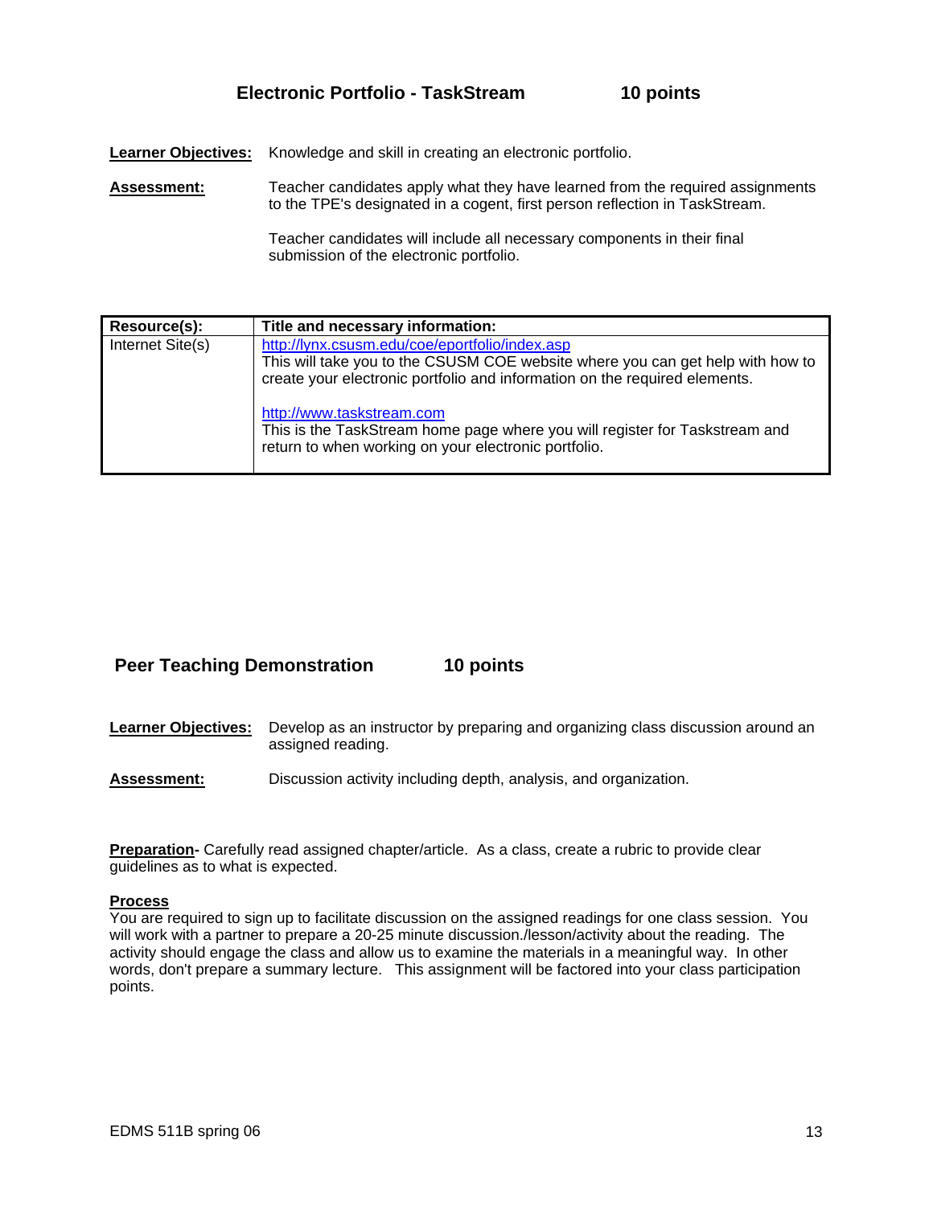## Electronic Portfolio - TaskStream 10 points

**Learner Objectives:** Knowledge and skill in creating an electronic portfolio.

**Assessment:** Teacher candidates apply what they have learned from the required assignments to the TPE's designated in a cogent, first person reflection in TaskStream.

Teacher candidates will include all necessary components in their final submission of the electronic portfolio.

| Resource(s): | Title and necessary information: |
|---|---|
| Internet Site(s) | http://lynx.csusm.edu/coe/eportfolio/index.asp<br>This will take you to the CSUSM COE website where you can get help with how to create your electronic portfolio and information on the required elements.<br><br>http://www.taskstream.com<br>This is the TaskStream home page where you will register for Taskstream and return to when working on your electronic portfolio. |

## Peer Teaching Demonstration 10 points

**Learner Objectives:** Develop as an instructor by preparing and organizing class discussion around an assigned reading.

**Assessment:** Discussion activity including depth, analysis, and organization.

**Preparation-** Carefully read assigned chapter/article. As a class, create a rubric to provide clear guidelines as to what is expected.

**Process**

You are required to sign up to facilitate discussion on the assigned readings for one class session. You will work with a partner to prepare a 20-25 minute discussion./lesson/activity about the reading. The activity should engage the class and allow us to examine the materials in a meaningful way. In other words, don't prepare a summary lecture. This assignment will be factored into your class participation points.